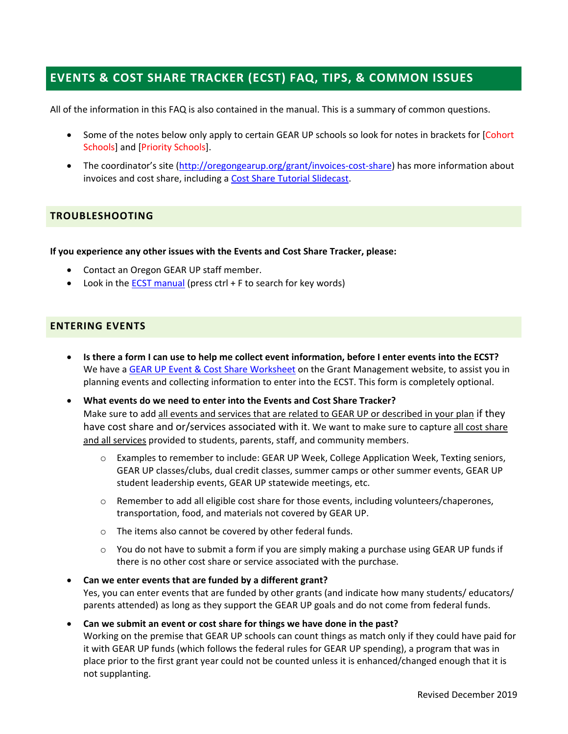# EVENTS & COST SHARE TRACKER (ECST) FAQ, TIPS, & COMMON ISSUES

All of the information in this FAQ is also contained in the manual. This is a summary of common questions.

- Some of the notes below only apply to certain GEAR UP schools so look for notes in brackets for [Cohort Schools] and [Priority Schools].
- The coordinator's site (http://oregongearup.org/grant/invoices-cost-share) has more information about invoices and cost share, including a Cost Share Tutorial Slidecast.

## TROUBLESHOOTING

**If you experience any other issues with the Events and Cost Share Tracker, please:**

- Contact an Oregon GEAR UP staff member.
- Look in the ECST manual (press ctrl + F to search for key words)

## ENTERING EVENTS

- **Is there a form I can use to help me collect event information, before I enter events into the ECST?** We have a GEAR UP Event & Cost Share Worksheet on the Grant Management website, to assist you in planning events and collecting information to enter into the ECST. This form is completely optional.
- **What events do we need to enter into the Events and Cost Share Tracker?** Make sure to add all events and services that are related to GEAR UP or described in your plan if they have cost share and or/services associated with it. We want to make sure to capture all cost share and all services provided to students, parents, staff, and community members.
  - Examples to remember to include: GEAR UP Week, College Application Week, Texting seniors, GEAR UP classes/clubs, dual credit classes, summer camps or other summer events, GEAR UP student leadership events, GEAR UP statewide meetings, etc.
  - Remember to add all eligible cost share for those events, including volunteers/chaperones, transportation, food, and materials not covered by GEAR UP.
  - The items also cannot be covered by other federal funds.
  - You do not have to submit a form if you are simply making a purchase using GEAR UP funds if there is no other cost share or service associated with the purchase.
- **Can we enter events that are funded by a different grant?** Yes, you can enter events that are funded by other grants (and indicate how many students/ educators/ parents attended) as long as they support the GEAR UP goals and do not come from federal funds.
- **Can we submit an event or cost share for things we have done in the past?** Working on the premise that GEAR UP schools can count things as match only if they could have paid for it with GEAR UP funds (which follows the federal rules for GEAR UP spending), a program that was in place prior to the first grant year could not be counted unless it is enhanced/changed enough that it is not supplanting.

Revised December 2019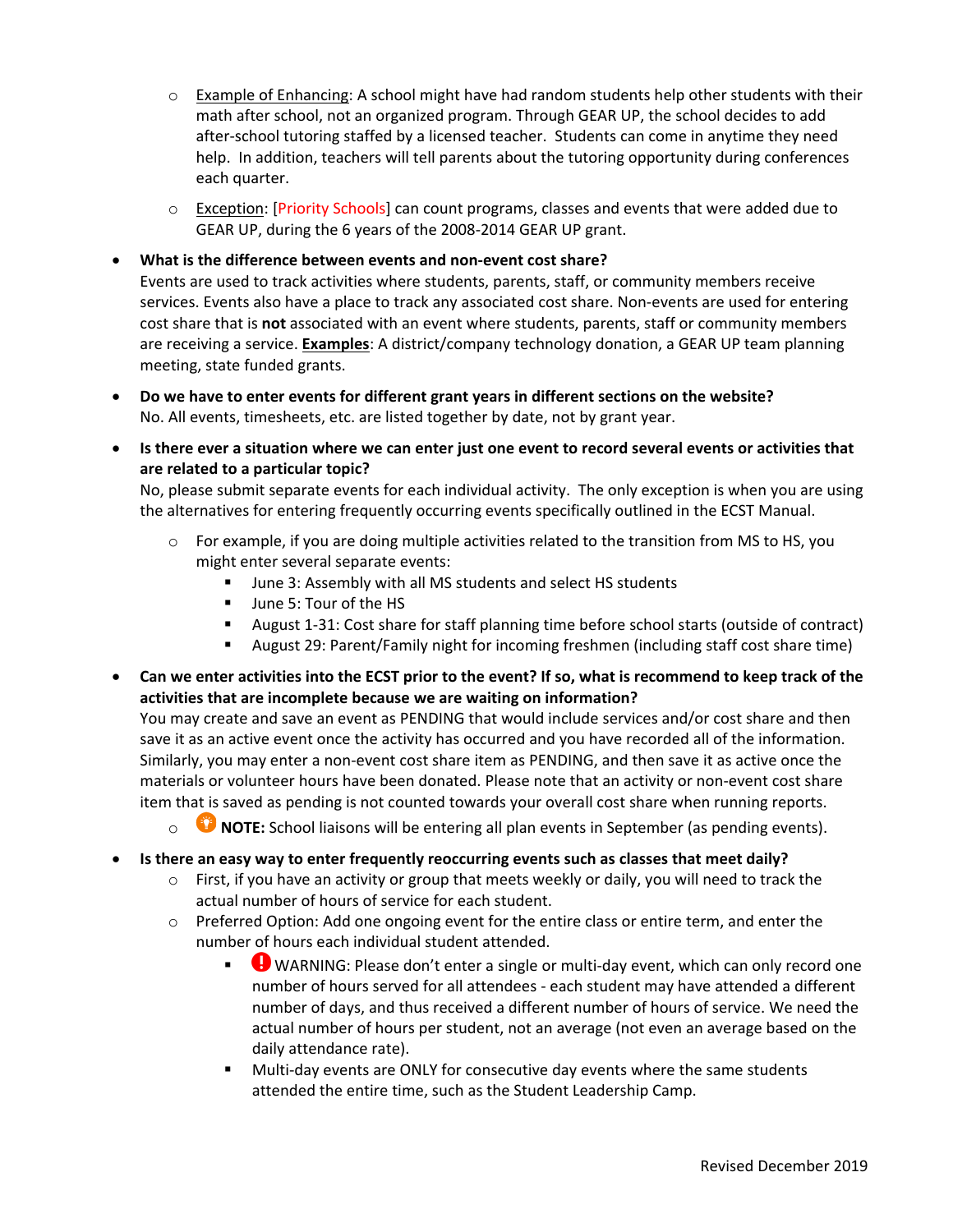- Example of Enhancing: A school might have had random students help other students with their math after school, not an organized program. Through GEAR UP, the school decides to add after-school tutoring staffed by a licensed teacher. Students can come in anytime they need help. In addition, teachers will tell parents about the tutoring opportunity during conferences each quarter.
- Exception: [Priority Schools] can count programs, classes and events that were added due to GEAR UP, during the 6 years of the 2008-2014 GEAR UP grant.

- **What is the difference between events and non-event cost share?**
  Events are used to track activities where students, parents, staff, or community members receive services. Events also have a place to track any associated cost share. Non-events are used for entering cost share that is **not** associated with an event where students, parents, staff or community members are receiving a service. **Examples**: A district/company technology donation, a GEAR UP team planning meeting, state funded grants.

- **Do we have to enter events for different grant years in different sections on the website?**
  No. All events, timesheets, etc. are listed together by date, not by grant year.

- **Is there ever a situation where we can enter just one event to record several events or activities that are related to a particular topic?**
  No, please submit separate events for each individual activity. The only exception is when you are using the alternatives for entering frequently occurring events specifically outlined in the ECST Manual.
  - For example, if you are doing multiple activities related to the transition from MS to HS, you might enter several separate events:
    - June 3: Assembly with all MS students and select HS students
    - June 5: Tour of the HS
    - August 1-31: Cost share for staff planning time before school starts (outside of contract)
    - August 29: Parent/Family night for incoming freshmen (including staff cost share time)

- **Can we enter activities into the ECST prior to the event? If so, what is recommend to keep track of the activities that are incomplete because we are waiting on information?**
  You may create and save an event as PENDING that would include services and/or cost share and then save it as an active event once the activity has occurred and you have recorded all of the information. Similarly, you may enter a non-event cost share item as PENDING, and then save it as active once the materials or volunteer hours have been donated. Please note that an activity or non-event cost share item that is saved as pending is not counted towards your overall cost share when running reports.
  - **NOTE:** School liaisons will be entering all plan events in September (as pending events).

- **Is there an easy way to enter frequently reoccurring events such as classes that meet daily?**
  - First, if you have an activity or group that meets weekly or daily, you will need to track the actual number of hours of service for each student.
  - Preferred Option: Add one ongoing event for the entire class or entire term, and enter the number of hours each individual student attended.
    - WARNING: Please don't enter a single or multi-day event, which can only record one number of hours served for all attendees - each student may have attended a different number of days, and thus received a different number of hours of service. We need the actual number of hours per student, not an average (not even an average based on the daily attendance rate).
    - Multi-day events are ONLY for consecutive day events where the same students attended the entire time, such as the Student Leadership Camp.

Revised December 2019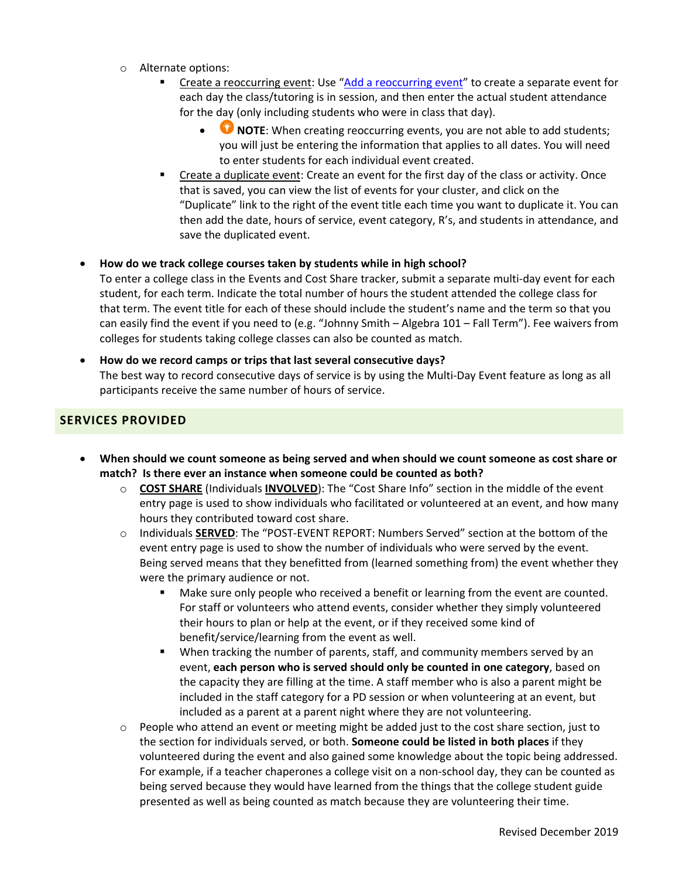- Alternate options:
    - Create a reoccurring event: Use "Add a reoccurring event" to create a separate event for each day the class/tutoring is in session, and then enter the actual student attendance for the day (only including students who were in class that day).
        - **NOTE**: When creating reoccurring events, you are not able to add students; you will just be entering the information that applies to all dates. You will need to enter students for each individual event created.
    - Create a duplicate event: Create an event for the first day of the class or activity. Once that is saved, you can view the list of events for your cluster, and click on the "Duplicate" link to the right of the event title each time you want to duplicate it. You can then add the date, hours of service, event category, R's, and students in attendance, and save the duplicated event.

- **How do we track college courses taken by students while in high school?**
  To enter a college class in the Events and Cost Share tracker, submit a separate multi-day event for each student, for each term. Indicate the total number of hours the student attended the college class for that term. The event title for each of these should include the student's name and the term so that you can easily find the event if you need to (e.g. "Johnny Smith – Algebra 101 – Fall Term"). Fee waivers from colleges for students taking college classes can also be counted as match.

- **How do we record camps or trips that last several consecutive days?**
  The best way to record consecutive days of service is by using the Multi-Day Event feature as long as all participants receive the same number of hours of service.

## SERVICES PROVIDED

- **When should we count someone as being served and when should we count someone as cost share or match? Is there ever an instance when someone could be counted as both?**
    - **COST SHARE** (Individuals **INVOLVED**): The "Cost Share Info" section in the middle of the event entry page is used to show individuals who facilitated or volunteered at an event, and how many hours they contributed toward cost share.
    - Individuals **SERVED**: The "POST-EVENT REPORT: Numbers Served" section at the bottom of the event entry page is used to show the number of individuals who were served by the event. Being served means that they benefitted from (learned something from) the event whether they were the primary audience or not.
        - Make sure only people who received a benefit or learning from the event are counted. For staff or volunteers who attend events, consider whether they simply volunteered their hours to plan or help at the event, or if they received some kind of benefit/service/learning from the event as well.
        - When tracking the number of parents, staff, and community members served by an event, **each person who is served should only be counted in one category**, based on the capacity they are filling at the time. A staff member who is also a parent might be included in the staff category for a PD session or when volunteering at an event, but included as a parent at a parent night where they are not volunteering.
    - People who attend an event or meeting might be added just to the cost share section, just to the section for individuals served, or both. **Someone could be listed in both places** if they volunteered during the event and also gained some knowledge about the topic being addressed. For example, if a teacher chaperones a college visit on a non-school day, they can be counted as being served because they would have learned from the things that the college student guide presented as well as being counted as match because they are volunteering their time.

Revised December 2019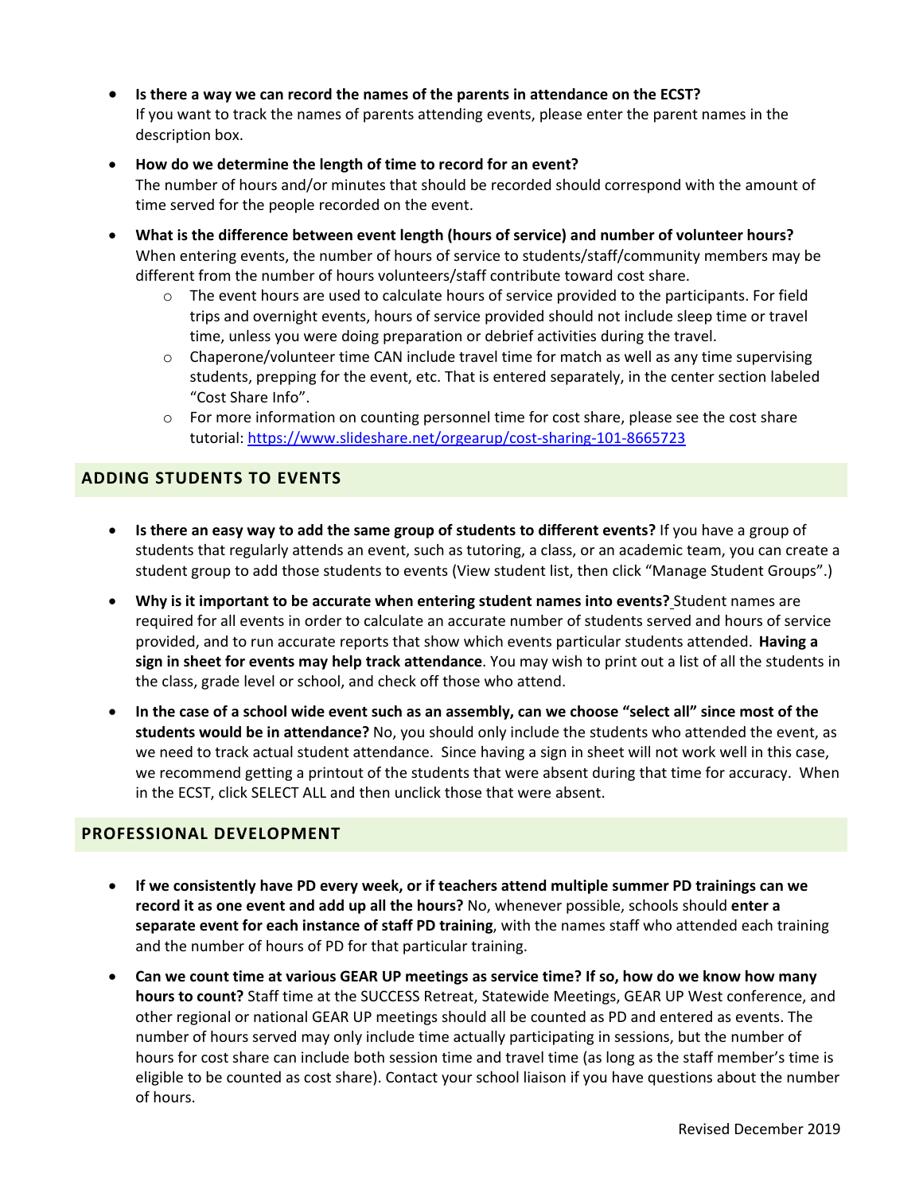- **Is there a way we can record the names of the parents in attendance on the ECST?** If you want to track the names of parents attending events, please enter the parent names in the description box.
- **How do we determine the length of time to record for an event?** The number of hours and/or minutes that should be recorded should correspond with the amount of time served for the people recorded on the event.
- **What is the difference between event length (hours of service) and number of volunteer hours?** When entering events, the number of hours of service to students/staff/community members may be different from the number of hours volunteers/staff contribute toward cost share.
  - The event hours are used to calculate hours of service provided to the participants. For field trips and overnight events, hours of service provided should not include sleep time or travel time, unless you were doing preparation or debrief activities during the travel.
  - Chaperone/volunteer time CAN include travel time for match as well as any time supervising students, prepping for the event, etc. That is entered separately, in the center section labeled "Cost Share Info".
  - For more information on counting personnel time for cost share, please see the cost share tutorial: https://www.slideshare.net/orgearup/cost-sharing-101-8665723

## ADDING STUDENTS TO EVENTS

- **Is there an easy way to add the same group of students to different events?** If you have a group of students that regularly attends an event, such as tutoring, a class, or an academic team, you can create a student group to add those students to events (View student list, then click "Manage Student Groups".)
- **Why is it important to be accurate when entering student names into events?** Student names are required for all events in order to calculate an accurate number of students served and hours of service provided, and to run accurate reports that show which events particular students attended. **Having a sign in sheet for events may help track attendance**. You may wish to print out a list of all the students in the class, grade level or school, and check off those who attend.
- **In the case of a school wide event such as an assembly, can we choose "select all" since most of the students would be in attendance?** No, you should only include the students who attended the event, as we need to track actual student attendance. Since having a sign in sheet will not work well in this case, we recommend getting a printout of the students that were absent during that time for accuracy. When in the ECST, click SELECT ALL and then unclick those that were absent.

## PROFESSIONAL DEVELOPMENT

- **If we consistently have PD every week, or if teachers attend multiple summer PD trainings can we record it as one event and add up all the hours?** No, whenever possible, schools should **enter a separate event for each instance of staff PD training**, with the names staff who attended each training and the number of hours of PD for that particular training.
- **Can we count time at various GEAR UP meetings as service time? If so, how do we know how many hours to count?** Staff time at the SUCCESS Retreat, Statewide Meetings, GEAR UP West conference, and other regional or national GEAR UP meetings should all be counted as PD and entered as events. The number of hours served may only include time actually participating in sessions, but the number of hours for cost share can include both session time and travel time (as long as the staff member's time is eligible to be counted as cost share). Contact your school liaison if you have questions about the number of hours.

Revised December 2019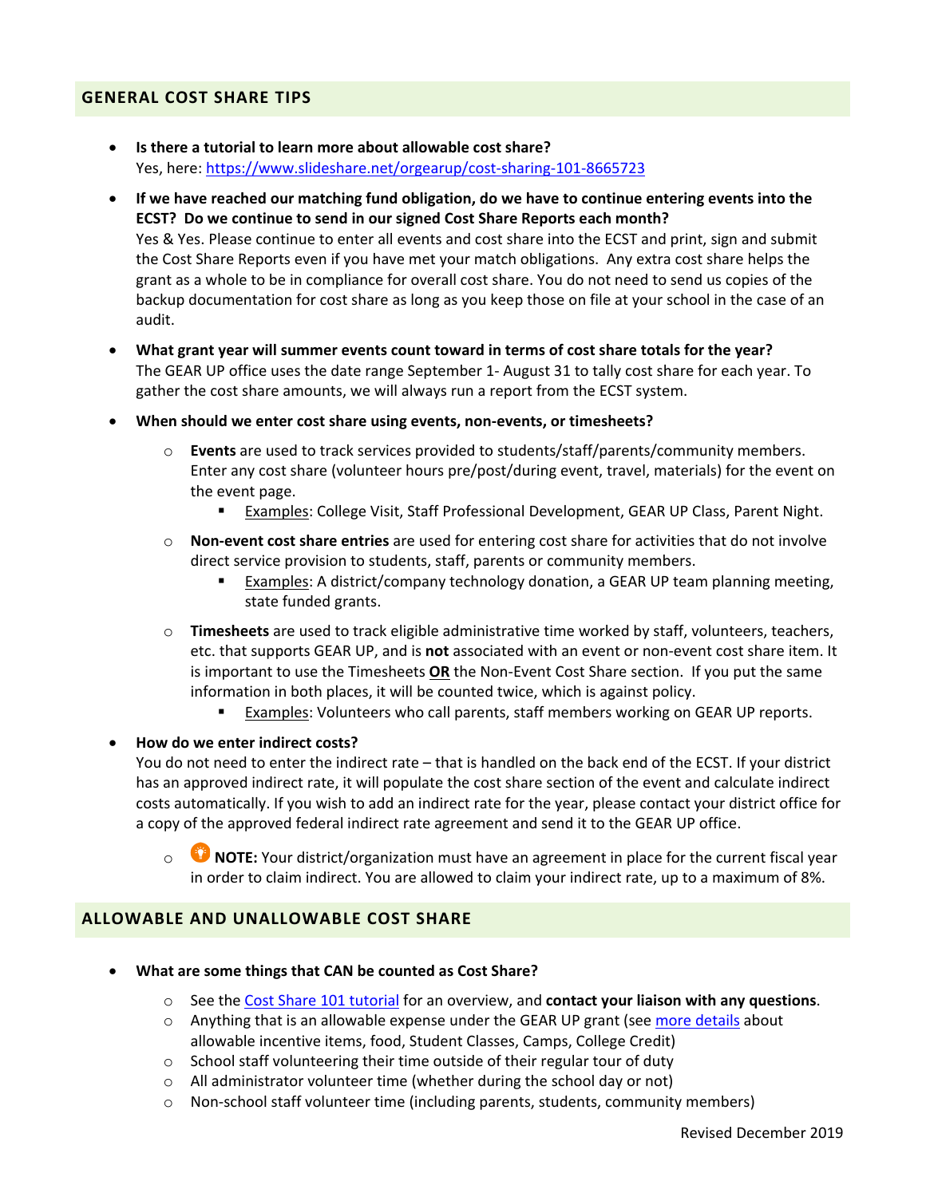## GENERAL COST SHARE TIPS

- **Is there a tutorial to learn more about allowable cost share?**
  Yes, here: https://www.slideshare.net/orgearup/cost-sharing-101-8665723
- **If we have reached our matching fund obligation, do we have to continue entering events into the ECST? Do we continue to send in our signed Cost Share Reports each month?**
  Yes & Yes. Please continue to enter all events and cost share into the ECST and print, sign and submit the Cost Share Reports even if you have met your match obligations. Any extra cost share helps the grant as a whole to be in compliance for overall cost share. You do not need to send us copies of the backup documentation for cost share as long as you keep those on file at your school in the case of an audit.
- **What grant year will summer events count toward in terms of cost share totals for the year?**
  The GEAR UP office uses the date range September 1- August 31 to tally cost share for each year. To gather the cost share amounts, we will always run a report from the ECST system.
- **When should we enter cost share using events, non-events, or timesheets?**
  - **Events** are used to track services provided to students/staff/parents/community members. Enter any cost share (volunteer hours pre/post/during event, travel, materials) for the event on the event page.
    - Examples: College Visit, Staff Professional Development, GEAR UP Class, Parent Night.
  - **Non-event cost share entries** are used for entering cost share for activities that do not involve direct service provision to students, staff, parents or community members.
    - Examples: A district/company technology donation, a GEAR UP team planning meeting, state funded grants.
  - **Timesheets** are used to track eligible administrative time worked by staff, volunteers, teachers, etc. that supports GEAR UP, and is **not** associated with an event or non-event cost share item. It is important to use the Timesheets **OR** the Non-Event Cost Share section. If you put the same information in both places, it will be counted twice, which is against policy.
    - Examples: Volunteers who call parents, staff members working on GEAR UP reports.
- **How do we enter indirect costs?**
  You do not need to enter the indirect rate – that is handled on the back end of the ECST. If your district has an approved indirect rate, it will populate the cost share section of the event and calculate indirect costs automatically. If you wish to add an indirect rate for the year, please contact your district office for a copy of the approved federal indirect rate agreement and send it to the GEAR UP office.
  - **NOTE:** Your district/organization must have an agreement in place for the current fiscal year in order to claim indirect. You are allowed to claim your indirect rate, up to a maximum of 8%.

## ALLOWABLE AND UNALLOWABLE COST SHARE

- **What are some things that CAN be counted as Cost Share?**
  - See the Cost Share 101 tutorial for an overview, and **contact your liaison with any questions**.
  - Anything that is an allowable expense under the GEAR UP grant (see more details about allowable incentive items, food, Student Classes, Camps, College Credit)
  - School staff volunteering their time outside of their regular tour of duty
  - All administrator volunteer time (whether during the school day or not)
  - Non-school staff volunteer time (including parents, students, community members)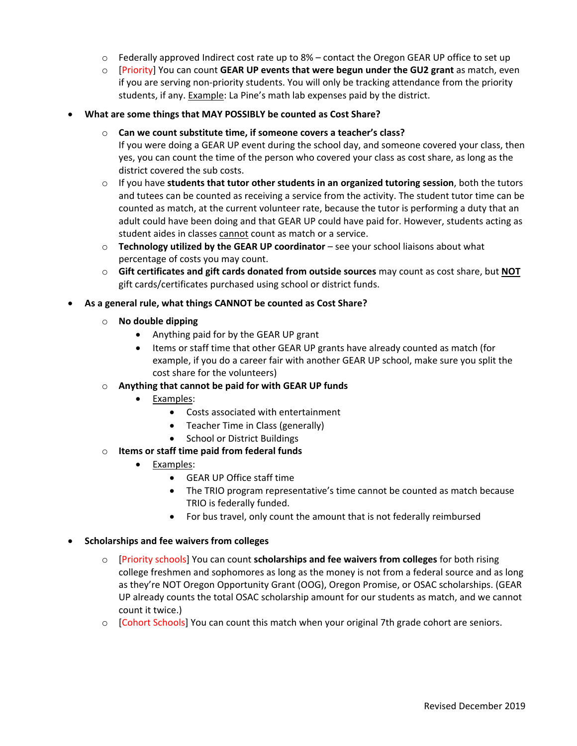- Federally approved Indirect cost rate up to 8% – contact the Oregon GEAR UP office to set up
- [Priority] You can count **GEAR UP events that were begun under the GU2 grant** as match, even if you are serving non-priority students. You will only be tracking attendance from the priority students, if any. Example: La Pine's math lab expenses paid by the district.

- **What are some things that MAY POSSIBLY be counted as Cost Share?**
  - **Can we count substitute time, if someone covers a teacher's class?**
    If you were doing a GEAR UP event during the school day, and someone covered your class, then yes, you can count the time of the person who covered your class as cost share, as long as the district covered the sub costs.
  - If you have **students that tutor other students in an organized tutoring session**, both the tutors and tutees can be counted as receiving a service from the activity. The student tutor time can be counted as match, at the current volunteer rate, because the tutor is performing a duty that an adult could have been doing and that GEAR UP could have paid for. However, students acting as student aides in classes cannot count as match or a service.
  - **Technology utilized by the GEAR UP coordinator** – see your school liaisons about what percentage of costs you may count.
  - **Gift certificates and gift cards donated from outside sources** may count as cost share, but **NOT** gift cards/certificates purchased using school or district funds.

- **As a general rule, what things CANNOT be counted as Cost Share?**
  - **No double dipping**
    - Anything paid for by the GEAR UP grant
    - Items or staff time that other GEAR UP grants have already counted as match (for example, if you do a career fair with another GEAR UP school, make sure you split the cost share for the volunteers)
  - **Anything that cannot be paid for with GEAR UP funds**
    - Examples:
      - Costs associated with entertainment
      - Teacher Time in Class (generally)
      - School or District Buildings
  - **Items or staff time paid from federal funds**
    - Examples:
      - GEAR UP Office staff time
      - The TRIO program representative's time cannot be counted as match because TRIO is federally funded.
      - For bus travel, only count the amount that is not federally reimbursed

- **Scholarships and fee waivers from colleges**
  - [Priority schools] You can count **scholarships and fee waivers from colleges** for both rising college freshmen and sophomores as long as the money is not from a federal source and as long as they're NOT Oregon Opportunity Grant (OOG), Oregon Promise, or OSAC scholarships. (GEAR UP already counts the total OSAC scholarship amount for our students as match, and we cannot count it twice.)
  - [Cohort Schools] You can count this match when your original 7th grade cohort are seniors.

Revised December 2019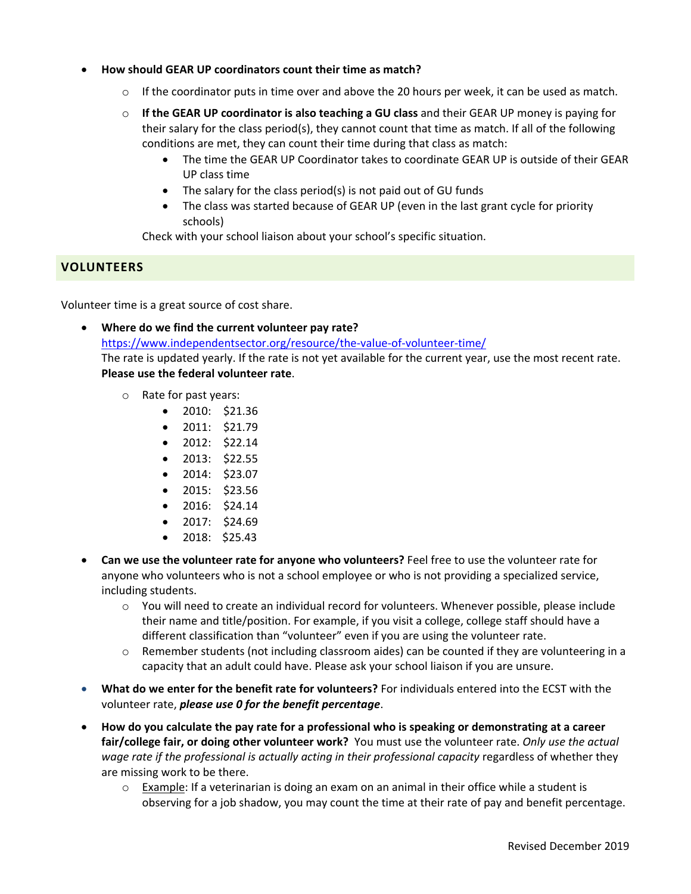- **How should GEAR UP coordinators count their time as match?**
  - If the coordinator puts in time over and above the 20 hours per week, it can be used as match.
  - **If the GEAR UP coordinator is also teaching a GU class** and their GEAR UP money is paying for their salary for the class period(s), they cannot count that time as match. If all of the following conditions are met, they can count their time during that class as match:
    - The time the GEAR UP Coordinator takes to coordinate GEAR UP is outside of their GEAR UP class time
    - The salary for the class period(s) is not paid out of GU funds
    - The class was started because of GEAR UP (even in the last grant cycle for priority schools)

    Check with your school liaison about your school's specific situation.

## VOLUNTEERS

Volunteer time is a great source of cost share.

- **Where do we find the current volunteer pay rate?**
  https://www.independentsector.org/resource/the-value-of-volunteer-time/
  The rate is updated yearly. If the rate is not yet available for the current year, use the most recent rate. **Please use the federal volunteer rate**.
  - Rate for past years:
    - 2010: $21.36
    - 2011: $21.79
    - 2012: $22.14
    - 2013: $22.55
    - 2014: $23.07
    - 2015: $23.56
    - 2016: $24.14
    - 2017: $24.69
    - 2018: $25.43
- **Can we use the volunteer rate for anyone who volunteers?** Feel free to use the volunteer rate for anyone who volunteers who is not a school employee or who is not providing a specialized service, including students.
  - You will need to create an individual record for volunteers. Whenever possible, please include their name and title/position. For example, if you visit a college, college staff should have a different classification than "volunteer" even if you are using the volunteer rate.
  - Remember students (not including classroom aides) can be counted if they are volunteering in a capacity that an adult could have. Please ask your school liaison if you are unsure.
- **What do we enter for the benefit rate for volunteers?** For individuals entered into the ECST with the volunteer rate, ***please use 0 for the benefit percentage***.
- **How do you calculate the pay rate for a professional who is speaking or demonstrating at a career fair/college fair, or doing other volunteer work?** You must use the volunteer rate. *Only use the actual wage rate if the professional is actually acting in their professional capacity* regardless of whether they are missing work to be there.
  - Example: If a veterinarian is doing an exam on an animal in their office while a student is observing for a job shadow, you may count the time at their rate of pay and benefit percentage.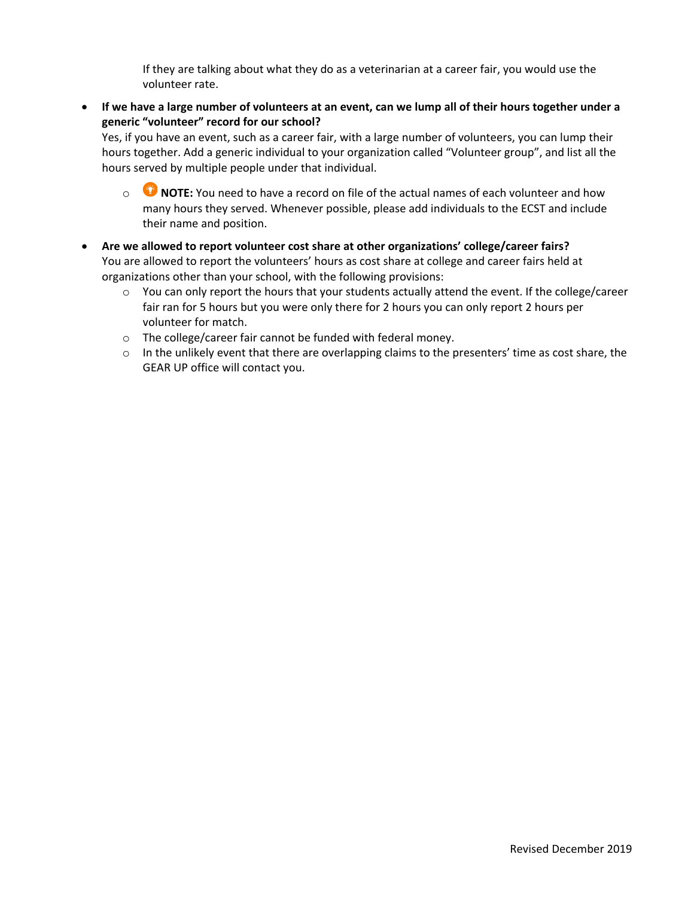If they are talking about what they do as a veterinarian at a career fair, you would use the volunteer rate.

- **If we have a large number of volunteers at an event, can we lump all of their hours together under a generic "volunteer" record for our school?**
  Yes, if you have an event, such as a career fair, with a large number of volunteers, you can lump their hours together. Add a generic individual to your organization called "Volunteer group", and list all the hours served by multiple people under that individual.
  - **NOTE:** You need to have a record on file of the actual names of each volunteer and how many hours they served. Whenever possible, please add individuals to the ECST and include their name and position.
- **Are we allowed to report volunteer cost share at other organizations' college/career fairs?**
  You are allowed to report the volunteers' hours as cost share at college and career fairs held at organizations other than your school, with the following provisions:
  - You can only report the hours that your students actually attend the event. If the college/career fair ran for 5 hours but you were only there for 2 hours you can only report 2 hours per volunteer for match.
  - The college/career fair cannot be funded with federal money.
  - In the unlikely event that there are overlapping claims to the presenters' time as cost share, the GEAR UP office will contact you.

Revised December 2019